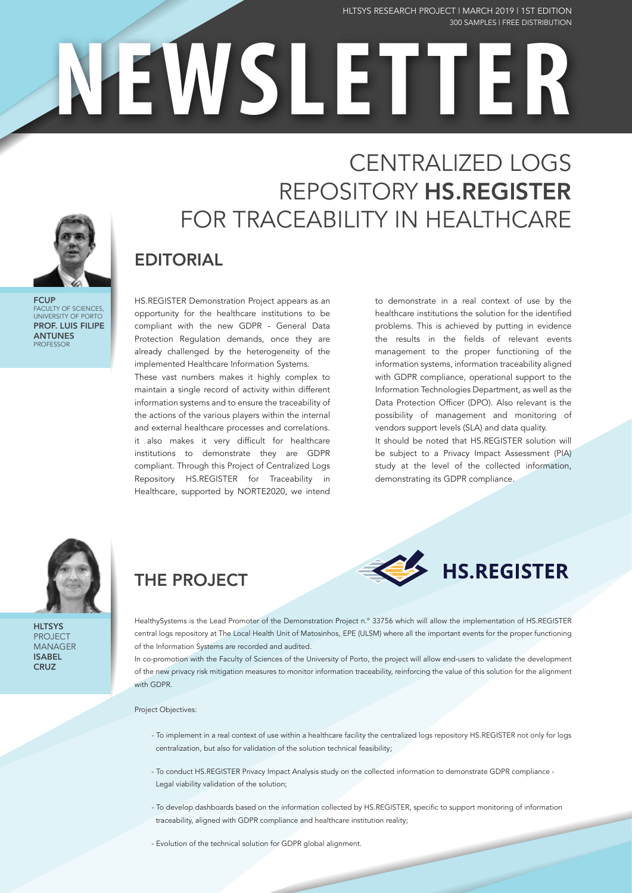HLTSYS RESEARCH PROJECT | MARCH 2019 | 1ST EDITION
300 SAMPLES | FREE DISTRIBUTION

# NEWSLETTER

# CENTRALIZED LOGS REPOSITORY **HS.REGISTER** FOR TRACEABILITY IN HEALTHCARE

**FCUP**
FACULTY OF SCIENCES, UNIVERSITY OF PORTO
**PROF. LUIS FILIPE ANTUNES**
PROFESSOR

## EDITORIAL

HS.REGISTER Demonstration Project appears as an opportunity for the healthcare institutions to be compliant with the new GDPR - General Data Protection Regulation demands, once they are already challenged by the heterogeneity of the implemented Healthcare Information Systems.

These vast numbers makes it highly complex to maintain a single record of activity within different information systems and to ensure the traceability of the actions of the various players within the internal and external healthcare processes and correlations. it also makes it very difficult for healthcare institutions to demonstrate they are GDPR compliant. Through this Project of Centralized Logs Repository HS.REGISTER for Traceability in Healthcare, supported by NORTE2020, we intend to demonstrate in a real context of use by the healthcare institutions the solution for the identified problems. This is achieved by putting in evidence the results in the fields of relevant events management to the proper functioning of the information systems, information traceability aligned with GDPR compliance, operational support to the Information Technologies Department, as well as the Data Protection Officer (DPO). Also relevant is the possibility of management and monitoring of vendors support levels (SLA) and data quality.

It should be noted that HS.REGISTER solution will be subject to a Privacy Impact Assessment (PIA) study at the level of the collected information, demonstrating its GDPR compliance.

**HLTSYS**
PROJECT MANAGER
**ISABEL CRUZ**

## THE PROJECT

HS.REGISTER

HealthySystems is the Lead Promoter of the Demonstration Project n.º 33756 which will allow the implementation of HS.REGISTER central logs repository at The Local Health Unit of Matosinhos, EPE (ULSM) where all the important events for the proper functioning of the Information Systems are recorded and audited.

In co-promotion with the Faculty of Sciences of the University of Porto, the project will allow end-users to validate the development of the new privacy risk mitigation measures to monitor information traceability, reinforcing the value of this solution for the alignment with GDPR.

Project Objectives:

- To implement in a real context of use within a healthcare facility the centralized logs repository HS.REGISTER not only for logs centralization, but also for validation of the solution technical feasibility;
- To conduct HS.REGISTER Privacy Impact Analysis study on the collected information to demonstrate GDPR compliance - Legal viability validation of the solution;
- To develop dashboards based on the information collected by HS.REGISTER, specific to support monitoring of information traceability, aligned with GDPR compliance and healthcare institution reality;
- Evolution of the technical solution for GDPR global alignment.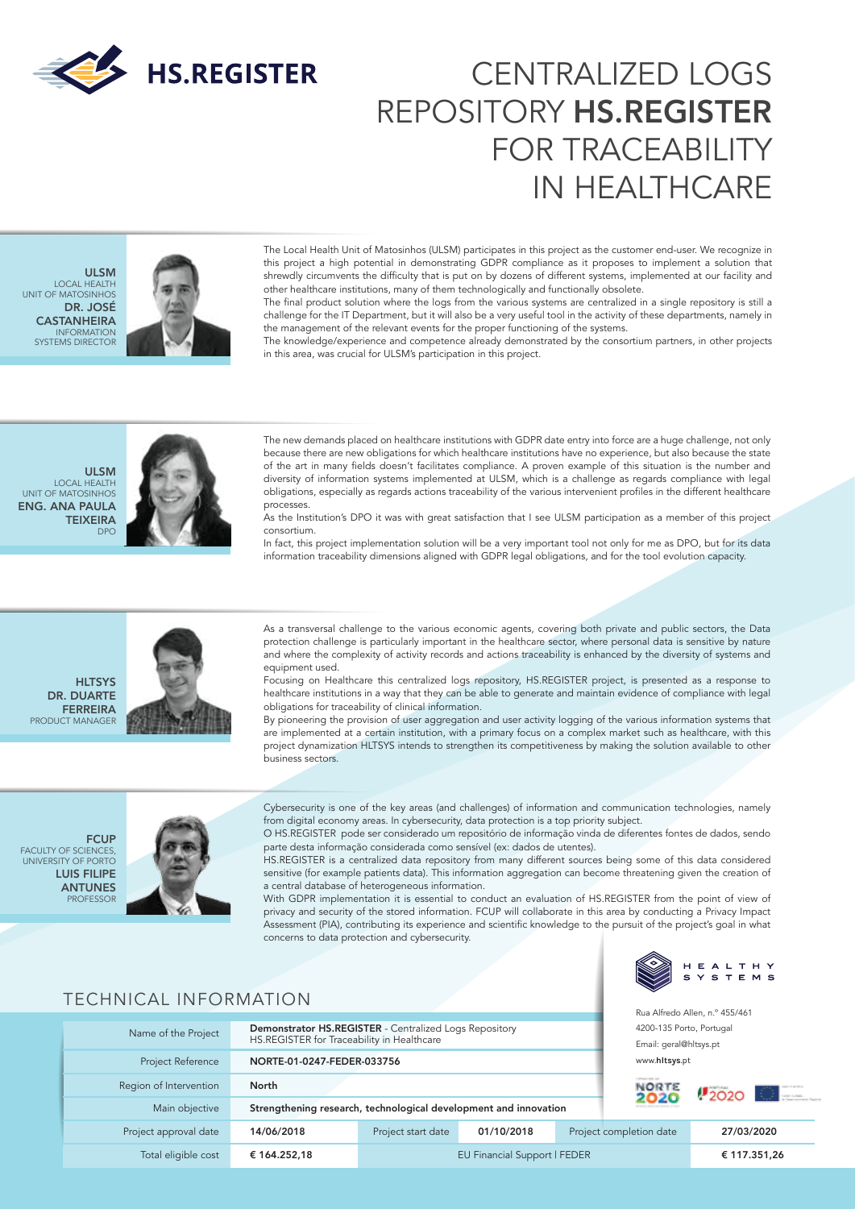# HS.REGISTER

# CENTRALIZED LOGS REPOSITORY **HS.REGISTER** FOR TRACEABILITY IN HEALTHCARE

**ULSM**
LOCAL HEALTH UNIT OF MATOSINHOS
**DR. JOSÉ CASTANHEIRA**
INFORMATION SYSTEMS DIRECTOR

The Local Health Unit of Matosinhos (ULSM) participates in this project as the customer end-user. We recognize in this project a high potential in demonstrating GDPR compliance as it proposes to implement a solution that shrewdly circumvents the difficulty that is put on by dozens of different systems, implemented at our facility and other healthcare institutions, many of them technologically and functionally obsolete.

The final product solution where the logs from the various systems are centralized in a single repository is still a challenge for the IT Department, but it will also be a very useful tool in the activity of these departments, namely in the management of the relevant events for the proper functioning of the systems.

The knowledge/experience and competence already demonstrated by the consortium partners, in other projects in this area, was crucial for ULSM's participation in this project.

**ULSM**
LOCAL HEALTH UNIT OF MATOSINHOS
**ENG. ANA PAULA TEIXEIRA**
DPO

The new demands placed on healthcare institutions with GDPR date entry into force are a huge challenge, not only because there are new obligations for which healthcare institutions have no experience, but also because the state of the art in many fields doesn't facilitates compliance. A proven example of this situation is the number and diversity of information systems implemented at ULSM, which is a challenge as regards compliance with legal obligations, especially as regards actions traceability of the various intervenient profiles in the different healthcare processes.

As the Institution's DPO it was with great satisfaction that I see ULSM participation as a member of this project consortium.

In fact, this project implementation solution will be a very important tool not only for me as DPO, but for its data information traceability dimensions aligned with GDPR legal obligations, and for the tool evolution capacity.

**HLTSYS**
**DR. DUARTE FERREIRA**
PRODUCT MANAGER

As a transversal challenge to the various economic agents, covering both private and public sectors, the Data protection challenge is particularly important in the healthcare sector, where personal data is sensitive by nature and where the complexity of activity records and actions traceability is enhanced by the diversity of systems and equipment used.

Focusing on Healthcare this centralized logs repository, HS.REGISTER project, is presented as a response to healthcare institutions in a way that they can be able to generate and maintain evidence of compliance with legal obligations for traceability of clinical information.

By pioneering the provision of user aggregation and user activity logging of the various information systems that are implemented at a certain institution, with a primary focus on a complex market such as healthcare, with this project dynamization HLTSYS intends to strengthen its competitiveness by making the solution available to other business sectors.

**FCUP**
FACULTY OF SCIENCES, UNIVERSITY OF PORTO
**LUIS FILIPE ANTUNES**
PROFESSOR

Cybersecurity is one of the key areas (and challenges) of information and communication technologies, namely from digital economy areas. In cybersecurity, data protection is a top priority subject.

O HS.REGISTER pode ser considerado um repositório de informação vinda de diferentes fontes de dados, sendo parte desta informação considerada como sensível (ex: dados de utentes).

HS.REGISTER is a centralized data repository from many different sources being some of this data considered sensitive (for example patients data). This information aggregation can become threatening given the creation of a central database of heterogeneous information.

With GDPR implementation it is essential to conduct an evaluation of HS.REGISTER from the point of view of privacy and security of the stored information. FCUP will collaborate in this area by conducting a Privacy Impact Assessment (PIA), contributing its experience and scientific knowledge to the pursuit of the project's goal in what concerns to data protection and cybersecurity.

## TECHNICAL INFORMATION

| | | | | | |
|---|---|---|---|---|---|
| Name of the Project | **Demonstrator HS.REGISTER** - Centralized Logs Repository HS.REGISTER for Traceability in Healthcare | | | | |
| Project Reference | NORTE-01-0247-FEDER-033756 | | | | |
| Region of Intervention | North | | | | |
| Main objective | Strengthening research, technological development and innovation | | | | |
| Project approval date | 14/06/2018 | Project start date | 01/10/2018 | Project completion date | 27/03/2020 |
| Total eligible cost | € 164.252,18 | EU Financial Support I FEDER | | | € 117.351,26 |

HEALTHY SYSTEMS

Rua Alfredo Allen, n.º 455/461
4200-135 Porto, Portugal
Email: geral@hltsys.pt
www.hltsys.pt

NORTE 2020 | PORTUGAL 2020